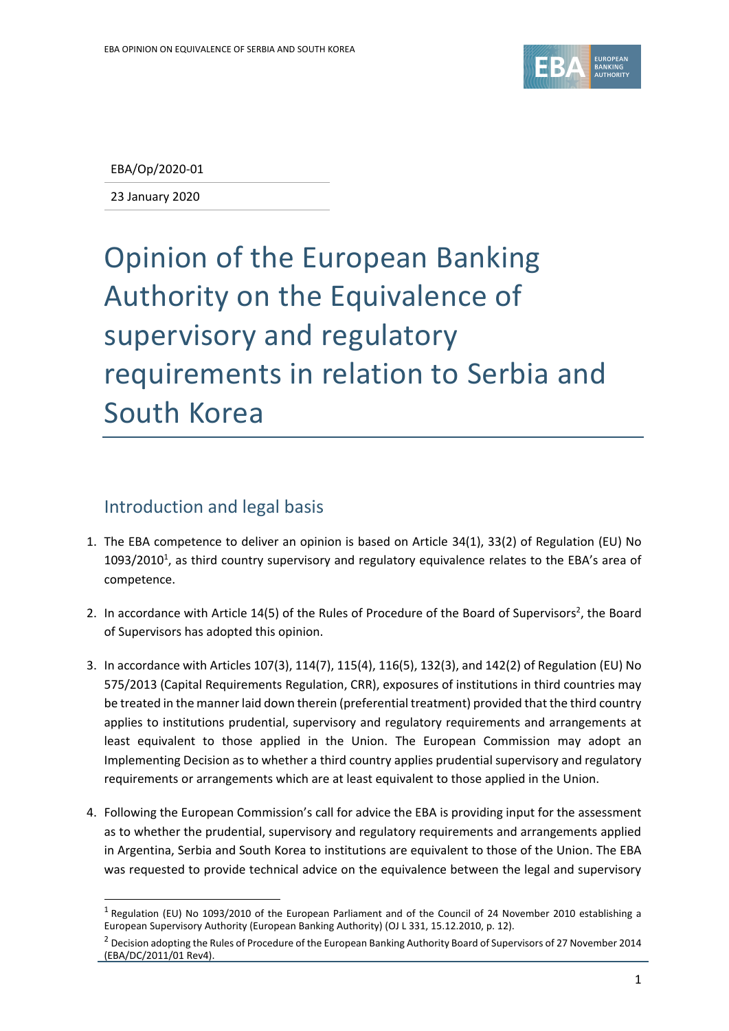EBA/Op/2020-01

23 January 2020

# Opinion of the European Banking Authority on the Equivalence of supervisory and regulatory requirements in relation to Serbia and South Korea

## Introduction and legal basis

1. The EBA competence to deliver an opinion is based on Article 34(1), 33(2) of Regulation (EU) No 1093/2010[1], as third country supervisory and regulatory equivalence relates to the EBA's area of competence.

2. In accordance with Article 14(5) of the Rules of Procedure of the Board of Supervisors[2], the Board of Supervisors has adopted this opinion.

3. In accordance with Articles 107(3), 114(7), 115(4), 116(5), 132(3), and 142(2) of Regulation (EU) No 575/2013 (Capital Requirements Regulation, CRR), exposures of institutions in third countries may be treated in the manner laid down therein (preferential treatment) provided that the third country applies to institutions prudential, supervisory and regulatory requirements and arrangements at least equivalent to those applied in the Union. The European Commission may adopt an Implementing Decision as to whether a third country applies prudential supervisory and regulatory requirements or arrangements which are at least equivalent to those applied in the Union.

4. Following the European Commission's call for advice the EBA is providing input for the assessment as to whether the prudential, supervisory and regulatory requirements and arrangements applied in Argentina, Serbia and South Korea to institutions are equivalent to those of the Union. The EBA was requested to provide technical advice on the equivalence between the legal and supervisory

[1] Regulation (EU) No 1093/2010 of the European Parliament and of the Council of 24 November 2010 establishing a European Supervisory Authority (European Banking Authority) (OJ L 331, 15.12.2010, p. 12).

[2] Decision adopting the Rules of Procedure of the European Banking Authority Board of Supervisors of 27 November 2014 (EBA/DC/2011/01 Rev4).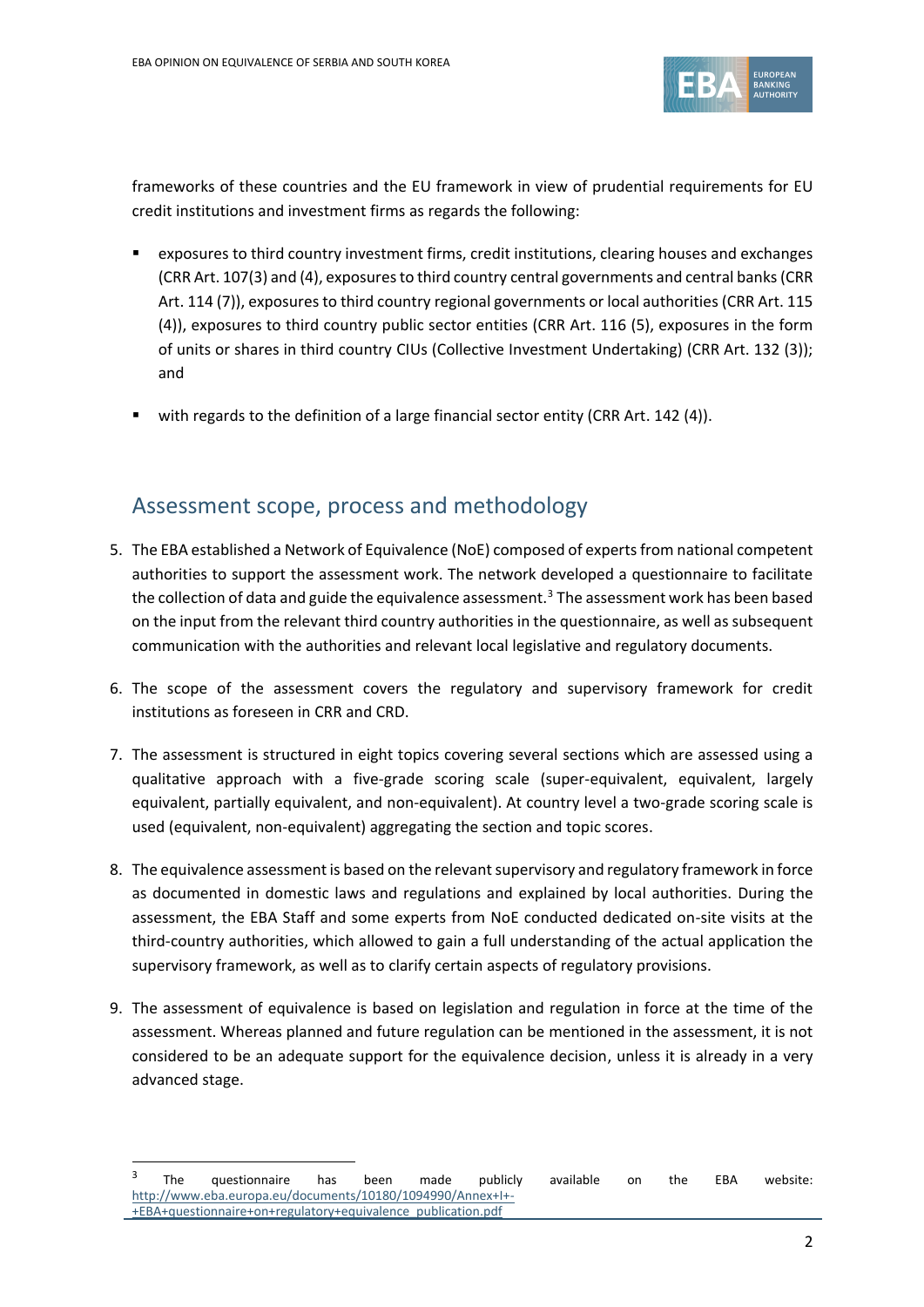frameworks of these countries and the EU framework in view of prudential requirements for EU credit institutions and investment firms as regards the following:

- exposures to third country investment firms, credit institutions, clearing houses and exchanges (CRR Art. 107(3) and (4), exposures to third country central governments and central banks (CRR Art. 114 (7)), exposures to third country regional governments or local authorities (CRR Art. 115 (4)), exposures to third country public sector entities (CRR Art. 116 (5), exposures in the form of units or shares in third country CIUs (Collective Investment Undertaking) (CRR Art. 132 (3)); and
- with regards to the definition of a large financial sector entity (CRR Art. 142 (4)).

## Assessment scope, process and methodology

5. The EBA established a Network of Equivalence (NoE) composed of experts from national competent authorities to support the assessment work. The network developed a questionnaire to facilitate the collection of data and guide the equivalence assessment.[3] The assessment work has been based on the input from the relevant third country authorities in the questionnaire, as well as subsequent communication with the authorities and relevant local legislative and regulatory documents.
6. The scope of the assessment covers the regulatory and supervisory framework for credit institutions as foreseen in CRR and CRD.
7. The assessment is structured in eight topics covering several sections which are assessed using a qualitative approach with a five-grade scoring scale (super-equivalent, equivalent, largely equivalent, partially equivalent, and non-equivalent). At country level a two-grade scoring scale is used (equivalent, non-equivalent) aggregating the section and topic scores.
8. The equivalence assessment is based on the relevant supervisory and regulatory framework in force as documented in domestic laws and regulations and explained by local authorities. During the assessment, the EBA Staff and some experts from NoE conducted dedicated on-site visits at the third-country authorities, which allowed to gain a full understanding of the actual application the supervisory framework, as well as to clarify certain aspects of regulatory provisions.
9. The assessment of equivalence is based on legislation and regulation in force at the time of the assessment. Whereas planned and future regulation can be mentioned in the assessment, it is not considered to be an adequate support for the equivalence decision, unless it is already in a very advanced stage.

---

[3] The questionnaire has been made publicly available on the EBA website: http://www.eba.europa.eu/documents/10180/1094990/Annex+I+-+EBA+questionnaire+on+regulatory+equivalence_publication.pdf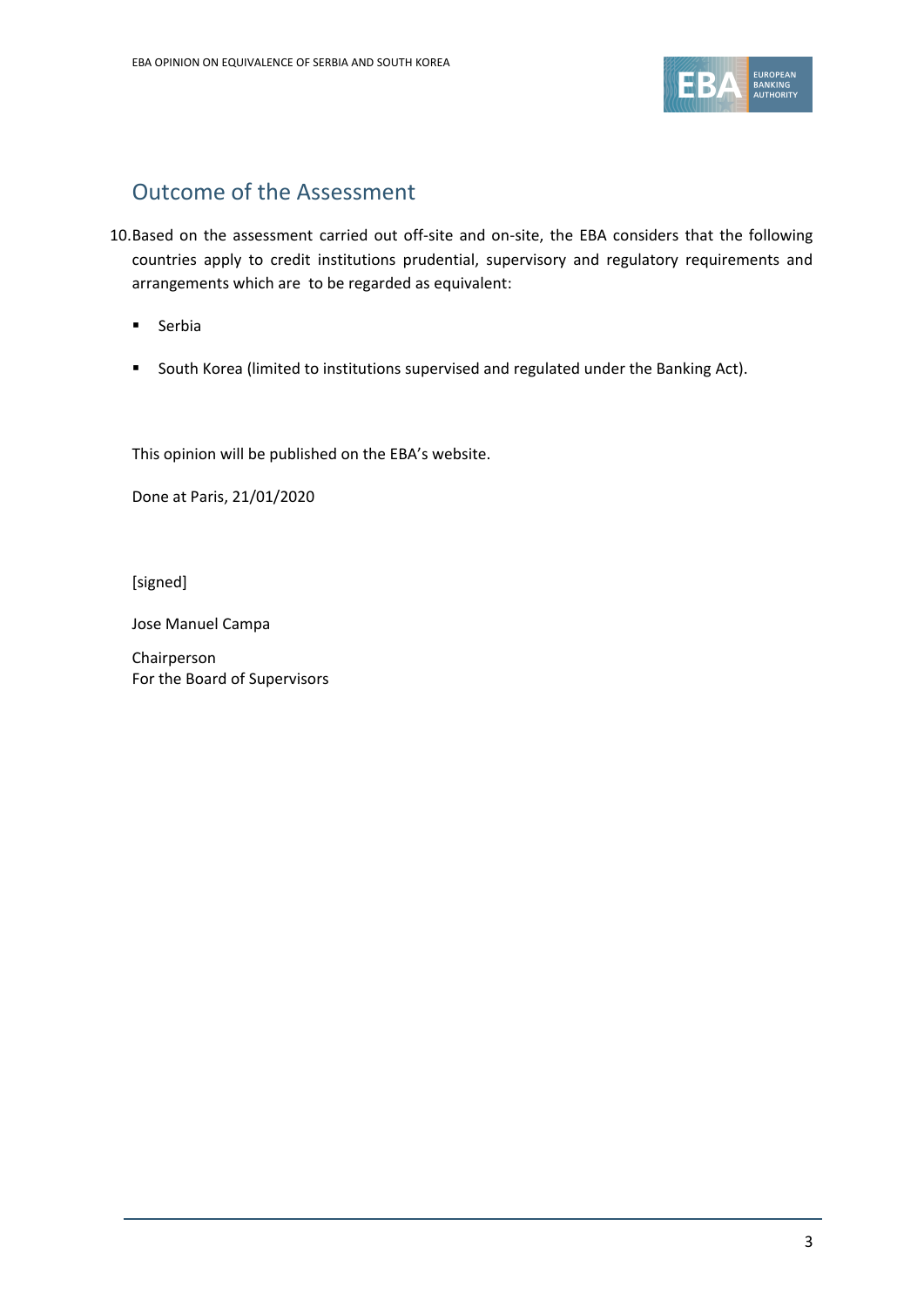## Outcome of the Assessment

10. Based on the assessment carried out off-site and on-site, the EBA considers that the following countries apply to credit institutions prudential, supervisory and regulatory requirements and arrangements which are to be regarded as equivalent:

- Serbia
- South Korea (limited to institutions supervised and regulated under the Banking Act).

This opinion will be published on the EBA's website.

Done at Paris, 21/01/2020

[signed]

Jose Manuel Campa

Chairperson
For the Board of Supervisors